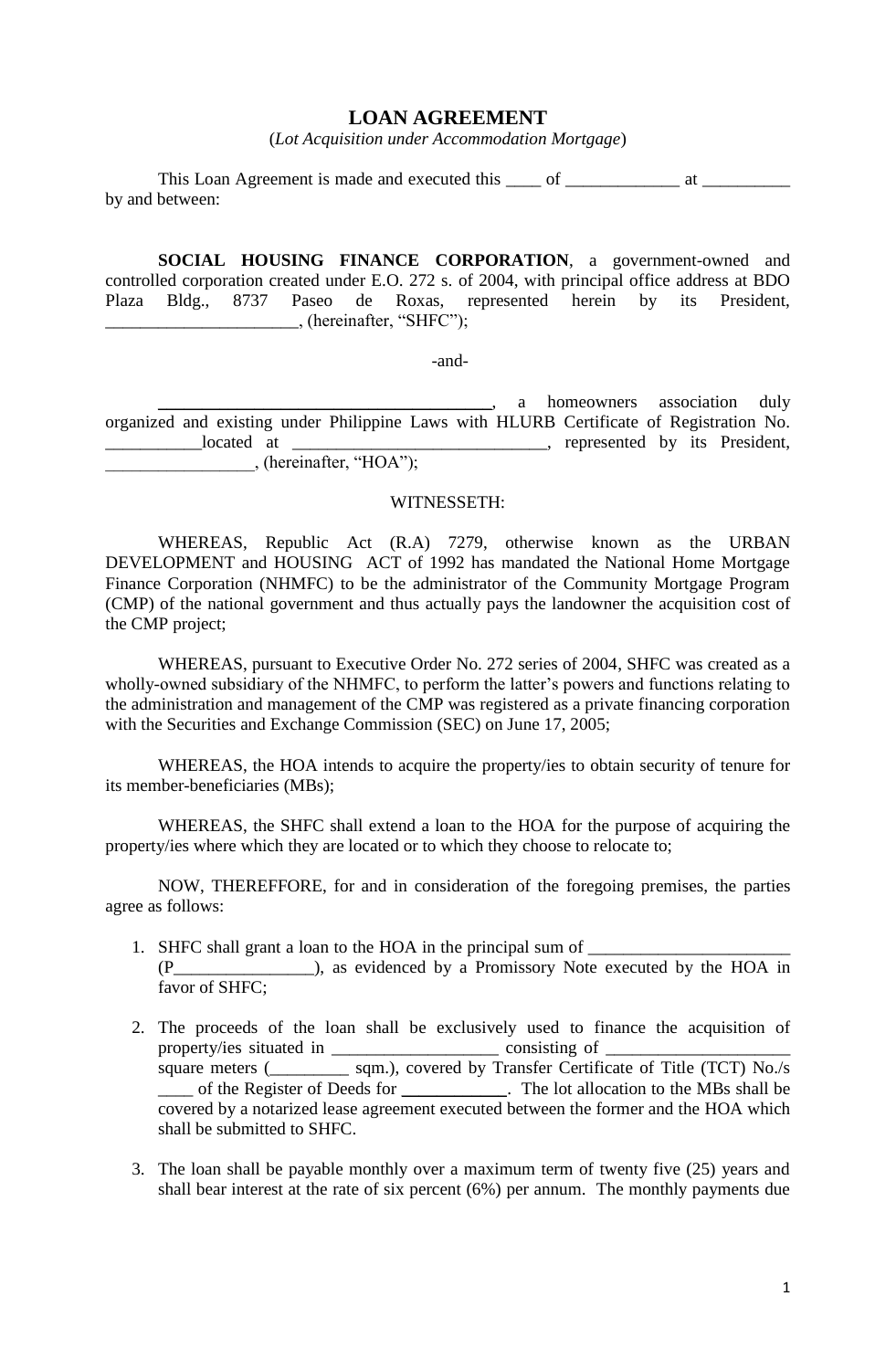# LOAN AGREEMENT

(*Lot Acquisition under Accommodation Mortgage*)

This Loan Agreement is made and executed this ____ of _____________ at __________ by and between:

**SOCIAL HOUSING FINANCE CORPORATION**, a government-owned and controlled corporation created under E.O. 272 s. of 2004, with principal office address at BDO Plaza Bldg., 8737 Paseo de Roxas, represented herein by its President, ______________________, (hereinafter, "SHFC");

-and-

_______________________________________, a homeowners association duly organized and existing under Philippine Laws with HLURB Certificate of Registration No. ___________located at _____________________________, represented by its President, _________________, (hereinafter, "HOA");

WITNESSETH:

WHEREAS, Republic Act (R.A) 7279, otherwise known as the URBAN DEVELOPMENT and HOUSING ACT of 1992 has mandated the National Home Mortgage Finance Corporation (NHMFC) to be the administrator of the Community Mortgage Program (CMP) of the national government and thus actually pays the landowner the acquisition cost of the CMP project;

WHEREAS, pursuant to Executive Order No. 272 series of 2004, SHFC was created as a wholly-owned subsidiary of the NHMFC, to perform the latter's powers and functions relating to the administration and management of the CMP was registered as a private financing corporation with the Securities and Exchange Commission (SEC) on June 17, 2005;

WHEREAS, the HOA intends to acquire the property/ies to obtain security of tenure for its member-beneficiaries (MBs);

WHEREAS, the SHFC shall extend a loan to the HOA for the purpose of acquiring the property/ies where which they are located or to which they choose to relocate to;

NOW, THEREFFORE, for and in consideration of the foregoing premises, the parties agree as follows:

1. SHFC shall grant a loan to the HOA in the principal sum of _______________________ (P________________), as evidenced by a Promissory Note executed by the HOA in favor of SHFC;

2. The proceeds of the loan shall be exclusively used to finance the acquisition of property/ies situated in ___________________ consisting of ____________________ square meters (_________ sqm.), covered by Transfer Certificate of Title (TCT) No./s ____ of the Register of Deeds for ____________. The lot allocation to the MBs shall be covered by a notarized lease agreement executed between the former and the HOA which shall be submitted to SHFC.

3. The loan shall be payable monthly over a maximum term of twenty five (25) years and shall bear interest at the rate of six percent (6%) per annum. The monthly payments due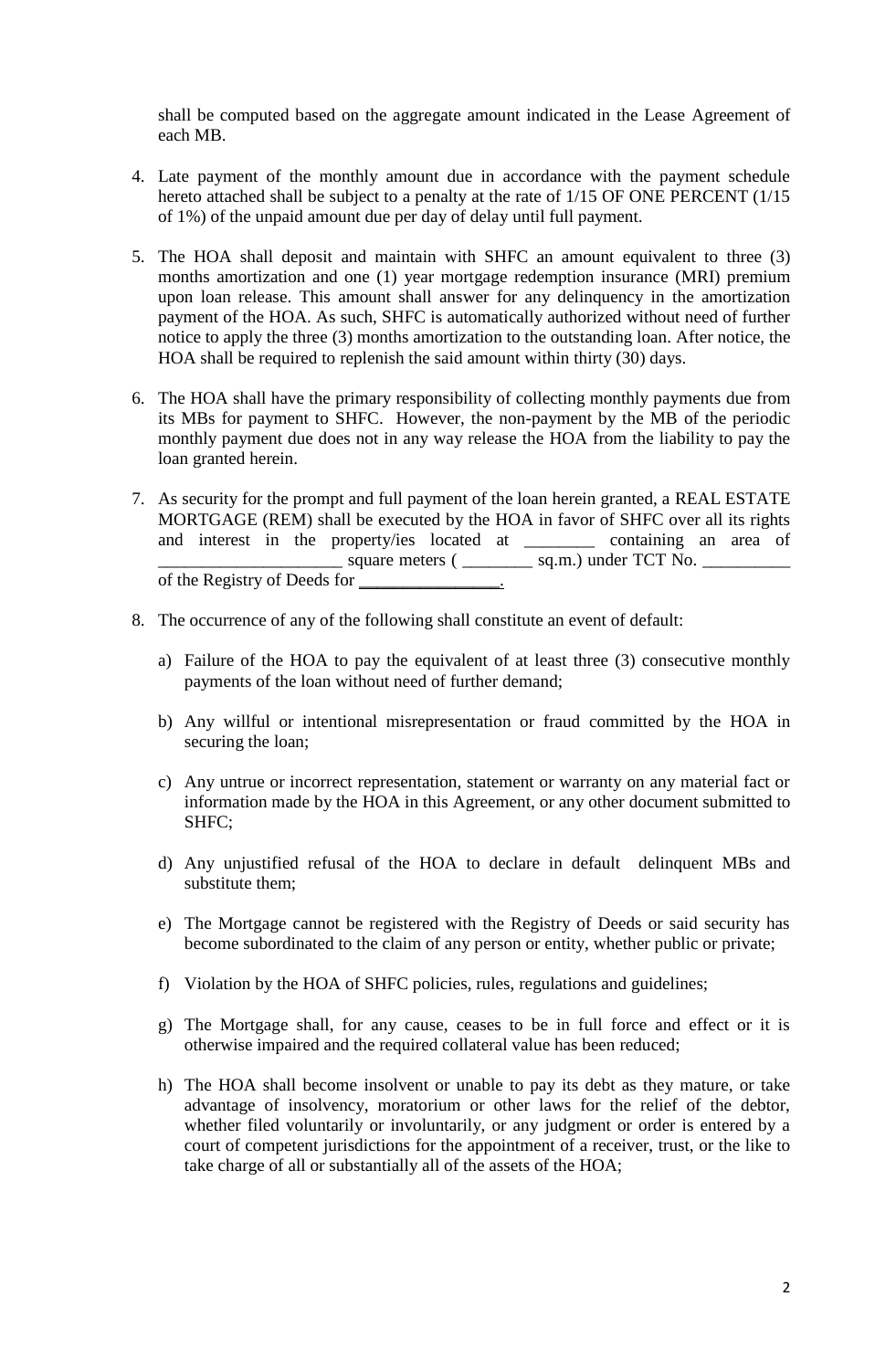shall be computed based on the aggregate amount indicated in the Lease Agreement of each MB.

4. Late payment of the monthly amount due in accordance with the payment schedule hereto attached shall be subject to a penalty at the rate of 1/15 OF ONE PERCENT (1/15 of 1%) of the unpaid amount due per day of delay until full payment.

5. The HOA shall deposit and maintain with SHFC an amount equivalent to three (3) months amortization and one (1) year mortgage redemption insurance (MRI) premium upon loan release. This amount shall answer for any delinquency in the amortization payment of the HOA. As such, SHFC is automatically authorized without need of further notice to apply the three (3) months amortization to the outstanding loan. After notice, the HOA shall be required to replenish the said amount within thirty (30) days.

6. The HOA shall have the primary responsibility of collecting monthly payments due from its MBs for payment to SHFC. However, the non-payment by the MB of the periodic monthly payment due does not in any way release the HOA from the liability to pay the loan granted herein.

7. As security for the prompt and full payment of the loan herein granted, a REAL ESTATE MORTGAGE (REM) shall be executed by the HOA in favor of SHFC over all its rights and interest in the property/ies located at ________ containing an area of _____________________ square meters ( ________ sq.m.) under TCT No. __________ of the Registry of Deeds for ________________.

8. The occurrence of any of the following shall constitute an event of default:

   a) Failure of the HOA to pay the equivalent of at least three (3) consecutive monthly payments of the loan without need of further demand;

   b) Any willful or intentional misrepresentation or fraud committed by the HOA in securing the loan;

   c) Any untrue or incorrect representation, statement or warranty on any material fact or information made by the HOA in this Agreement, or any other document submitted to SHFC;

   d) Any unjustified refusal of the HOA to declare in default delinquent MBs and substitute them;

   e) The Mortgage cannot be registered with the Registry of Deeds or said security has become subordinated to the claim of any person or entity, whether public or private;

   f) Violation by the HOA of SHFC policies, rules, regulations and guidelines;

   g) The Mortgage shall, for any cause, ceases to be in full force and effect or it is otherwise impaired and the required collateral value has been reduced;

   h) The HOA shall become insolvent or unable to pay its debt as they mature, or take advantage of insolvency, moratorium or other laws for the relief of the debtor, whether filed voluntarily or involuntarily, or any judgment or order is entered by a court of competent jurisdictions for the appointment of a receiver, trust, or the like to take charge of all or substantially all of the assets of the HOA;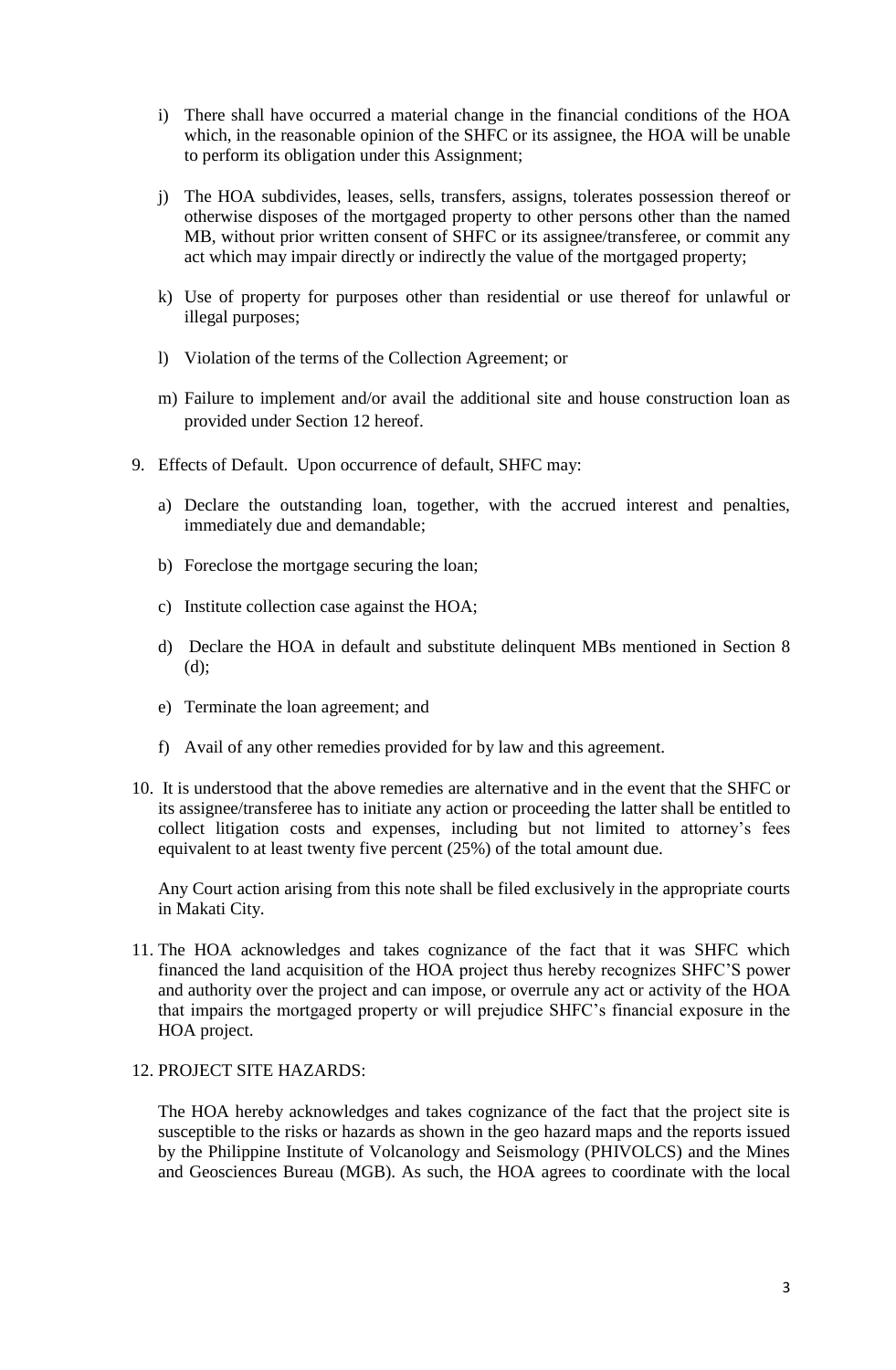i) There shall have occurred a material change in the financial conditions of the HOA which, in the reasonable opinion of the SHFC or its assignee, the HOA will be unable to perform its obligation under this Assignment;

j) The HOA subdivides, leases, sells, transfers, assigns, tolerates possession thereof or otherwise disposes of the mortgaged property to other persons other than the named MB, without prior written consent of SHFC or its assignee/transferee, or commit any act which may impair directly or indirectly the value of the mortgaged property;

k) Use of property for purposes other than residential or use thereof for unlawful or illegal purposes;

l) Violation of the terms of the Collection Agreement; or

m) Failure to implement and/or avail the additional site and house construction loan as provided under Section 12 hereof.

9. Effects of Default. Upon occurrence of default, SHFC may:

   a) Declare the outstanding loan, together, with the accrued interest and penalties, immediately due and demandable;

   b) Foreclose the mortgage securing the loan;

   c) Institute collection case against the HOA;

   d) Declare the HOA in default and substitute delinquent MBs mentioned in Section 8 (d);

   e) Terminate the loan agreement; and

   f) Avail of any other remedies provided for by law and this agreement.

10. It is understood that the above remedies are alternative and in the event that the SHFC or its assignee/transferee has to initiate any action or proceeding the latter shall be entitled to collect litigation costs and expenses, including but not limited to attorney's fees equivalent to at least twenty five percent (25%) of the total amount due.

    Any Court action arising from this note shall be filed exclusively in the appropriate courts in Makati City.

11. The HOA acknowledges and takes cognizance of the fact that it was SHFC which financed the land acquisition of the HOA project thus hereby recognizes SHFC'S power and authority over the project and can impose, or overrule any act or activity of the HOA that impairs the mortgaged property or will prejudice SHFC's financial exposure in the HOA project.

12. PROJECT SITE HAZARDS:

    The HOA hereby acknowledges and takes cognizance of the fact that the project site is susceptible to the risks or hazards as shown in the geo hazard maps and the reports issued by the Philippine Institute of Volcanology and Seismology (PHIVOLCS) and the Mines and Geosciences Bureau (MGB). As such, the HOA agrees to coordinate with the local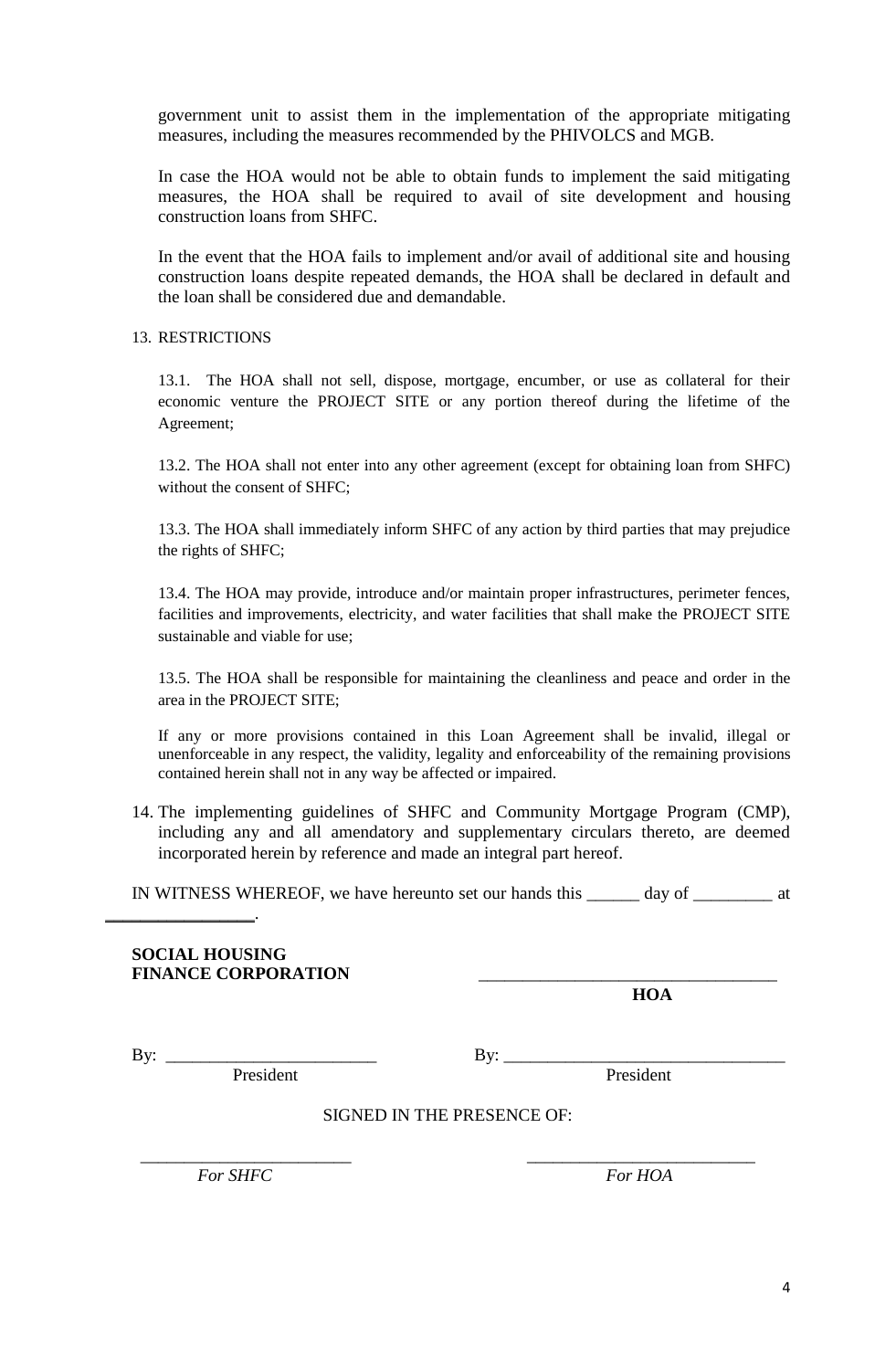government unit to assist them in the implementation of the appropriate mitigating measures, including the measures recommended by the PHIVOLCS and MGB.

In case the HOA would not be able to obtain funds to implement the said mitigating measures, the HOA shall be required to avail of site development and housing construction loans from SHFC.

In the event that the HOA fails to implement and/or avail of additional site and housing construction loans despite repeated demands, the HOA shall be declared in default and the loan shall be considered due and demandable.

13. RESTRICTIONS

13.1. The HOA shall not sell, dispose, mortgage, encumber, or use as collateral for their economic venture the PROJECT SITE or any portion thereof during the lifetime of the Agreement;

13.2. The HOA shall not enter into any other agreement (except for obtaining loan from SHFC) without the consent of SHFC;

13.3. The HOA shall immediately inform SHFC of any action by third parties that may prejudice the rights of SHFC;

13.4. The HOA may provide, introduce and/or maintain proper infrastructures, perimeter fences, facilities and improvements, electricity, and water facilities that shall make the PROJECT SITE sustainable and viable for use;

13.5. The HOA shall be responsible for maintaining the cleanliness and peace and order in the area in the PROJECT SITE;

If any or more provisions contained in this Loan Agreement shall be invalid, illegal or unenforceable in any respect, the validity, legality and enforceability of the remaining provisions contained herein shall not in any way be affected or impaired.

14. The implementing guidelines of SHFC and Community Mortgage Program (CMP), including any and all amendatory and supplementary circulars thereto, are deemed incorporated herein by reference and made an integral part hereof.

IN WITNESS WHEREOF, we have hereunto set our hands this ______ day of _________ at ________________.

**SOCIAL HOUSING FINANCE CORPORATION**

By: ________________________
President

__________________________________
**HOA**

By: ________________________________
President

SIGNED IN THE PRESENCE OF:

________________________
*For SHFC*

__________________________
*For HOA*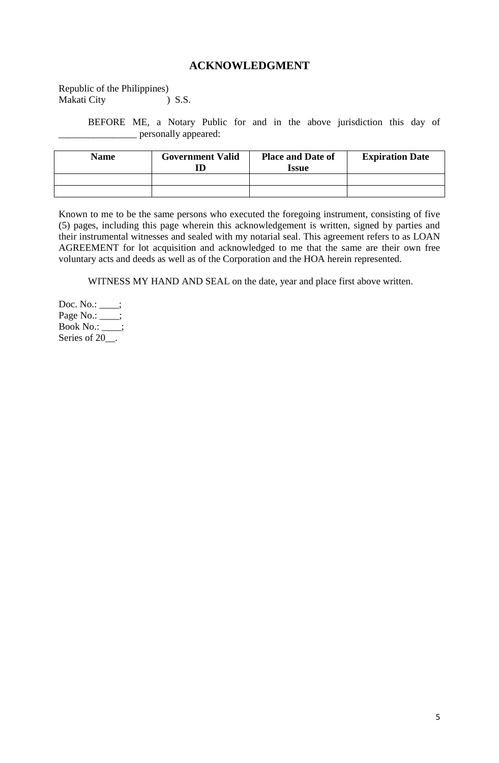## ACKNOWLEDGMENT

Republic of the Philippines)
Makati City ) S.S.

BEFORE ME, a Notary Public for and in the above jurisdiction this day of ________________ personally appeared:

| Name | Government Valid ID | Place and Date of Issue | Expiration Date |
|---|---|---|---|
| | | | |
| | | | |

Known to me to be the same persons who executed the foregoing instrument, consisting of five (5) pages, including this page wherein this acknowledgement is written, signed by parties and their instrumental witnesses and sealed with my notarial seal. This agreement refers to as LOAN AGREEMENT for lot acquisition and acknowledged to me that the same are their own free voluntary acts and deeds as well as of the Corporation and the HOA herein represented.

WITNESS MY HAND AND SEAL on the date, year and place first above written.

Doc. No.: ____;
Page No.: ____;
Book No.: ____;
Series of 20__.